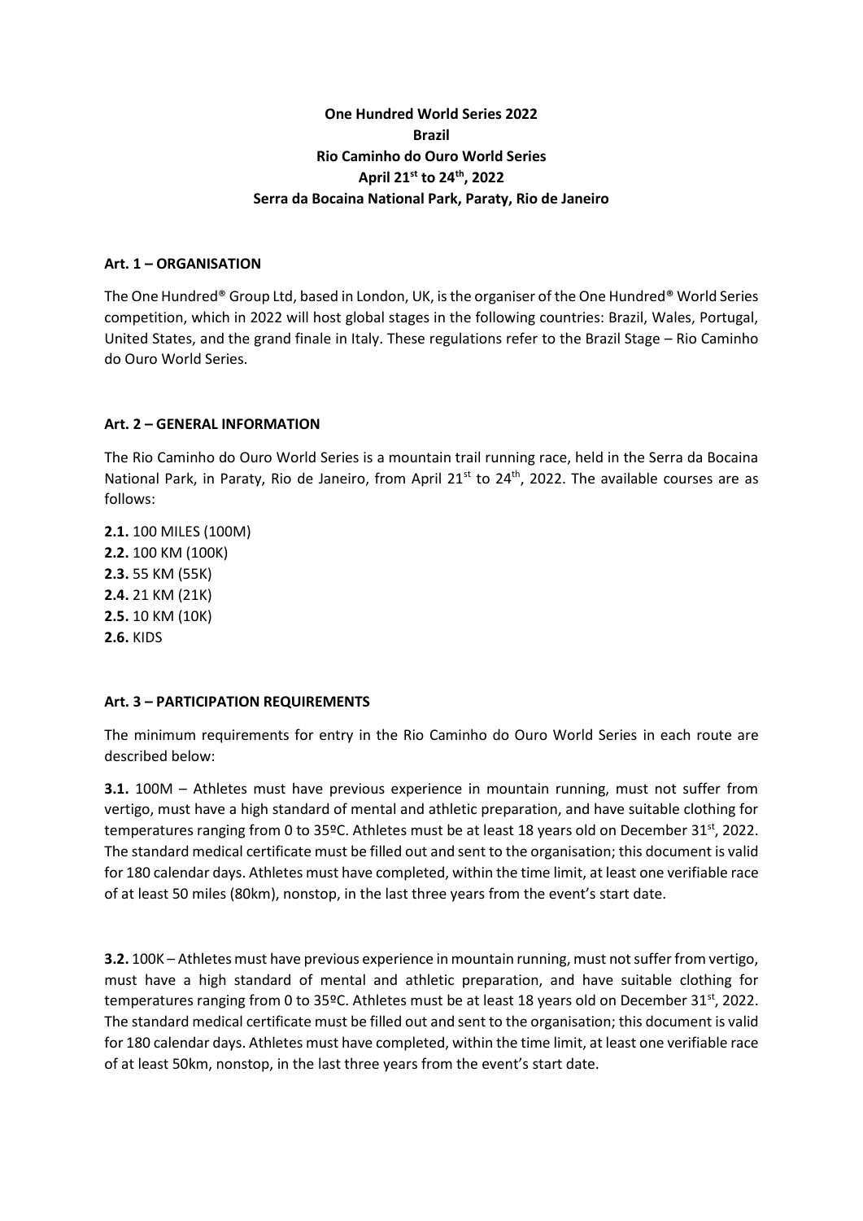**One Hundred World Series 2022**
**Brazil**
**Rio Caminho do Ouro World Series**
**April 21st to 24th, 2022**
**Serra da Bocaina National Park, Paraty, Rio de Janeiro**

## Art. 1 – ORGANISATION

The One Hundred® Group Ltd, based in London, UK, is the organiser of the One Hundred® World Series competition, which in 2022 will host global stages in the following countries: Brazil, Wales, Portugal, United States, and the grand finale in Italy. These regulations refer to the Brazil Stage – Rio Caminho do Ouro World Series.

## Art. 2 – GENERAL INFORMATION

The Rio Caminho do Ouro World Series is a mountain trail running race, held in the Serra da Bocaina National Park, in Paraty, Rio de Janeiro, from April 21st to 24th, 2022. The available courses are as follows:

**2.1.** 100 MILES (100M)
**2.2.** 100 KM (100K)
**2.3.** 55 KM (55K)
**2.4.** 21 KM (21K)
**2.5.** 10 KM (10K)
**2.6.** KIDS

## Art. 3 – PARTICIPATION REQUIREMENTS

The minimum requirements for entry in the Rio Caminho do Ouro World Series in each route are described below:

**3.1.** 100M – Athletes must have previous experience in mountain running, must not suffer from vertigo, must have a high standard of mental and athletic preparation, and have suitable clothing for temperatures ranging from 0 to 35ºC. Athletes must be at least 18 years old on December 31st, 2022. The standard medical certificate must be filled out and sent to the organisation; this document is valid for 180 calendar days. Athletes must have completed, within the time limit, at least one verifiable race of at least 50 miles (80km), nonstop, in the last three years from the event's start date.

**3.2.** 100K – Athletes must have previous experience in mountain running, must not suffer from vertigo, must have a high standard of mental and athletic preparation, and have suitable clothing for temperatures ranging from 0 to 35ºC. Athletes must be at least 18 years old on December 31st, 2022. The standard medical certificate must be filled out and sent to the organisation; this document is valid for 180 calendar days. Athletes must have completed, within the time limit, at least one verifiable race of at least 50km, nonstop, in the last three years from the event's start date.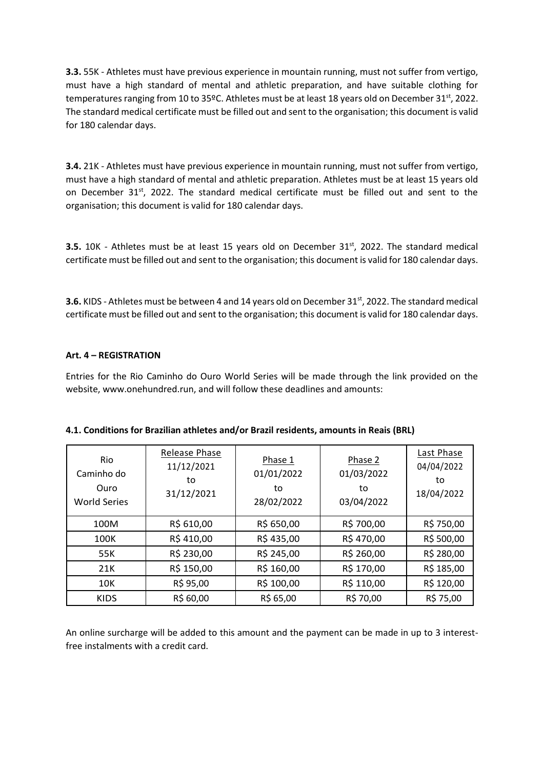**3.3.** 55K - Athletes must have previous experience in mountain running, must not suffer from vertigo, must have a high standard of mental and athletic preparation, and have suitable clothing for temperatures ranging from 10 to 35ºC. Athletes must be at least 18 years old on December 31st, 2022. The standard medical certificate must be filled out and sent to the organisation; this document is valid for 180 calendar days.

**3.4.** 21K - Athletes must have previous experience in mountain running, must not suffer from vertigo, must have a high standard of mental and athletic preparation. Athletes must be at least 15 years old on December 31st, 2022. The standard medical certificate must be filled out and sent to the organisation; this document is valid for 180 calendar days.

**3.5.** 10K - Athletes must be at least 15 years old on December 31st, 2022. The standard medical certificate must be filled out and sent to the organisation; this document is valid for 180 calendar days.

**3.6.** KIDS - Athletes must be between 4 and 14 years old on December 31st, 2022. The standard medical certificate must be filled out and sent to the organisation; this document is valid for 180 calendar days.

**Art. 4 – REGISTRATION**

Entries for the Rio Caminho do Ouro World Series will be made through the link provided on the website, www.onehundred.run, and will follow these deadlines and amounts:

**4.1. Conditions for Brazilian athletes and/or Brazil residents, amounts in Reais (BRL)**

| Rio Caminho do Ouro World Series | Release Phase 11/12/2021 to 31/12/2021 | Phase 1 01/01/2022 to 28/02/2022 | Phase 2 01/03/2022 to 03/04/2022 | Last Phase 04/04/2022 to 18/04/2022 |
|---|---|---|---|---|
| 100M | R$ 610,00 | R$ 650,00 | R$ 700,00 | R$ 750,00 |
| 100K | R$ 410,00 | R$ 435,00 | R$ 470,00 | R$ 500,00 |
| 55K | R$ 230,00 | R$ 245,00 | R$ 260,00 | R$ 280,00 |
| 21K | R$ 150,00 | R$ 160,00 | R$ 170,00 | R$ 185,00 |
| 10K | R$ 95,00 | R$ 100,00 | R$ 110,00 | R$ 120,00 |
| KIDS | R$ 60,00 | R$ 65,00 | R$ 70,00 | R$ 75,00 |

An online surcharge will be added to this amount and the payment can be made in up to 3 interest-free instalments with a credit card.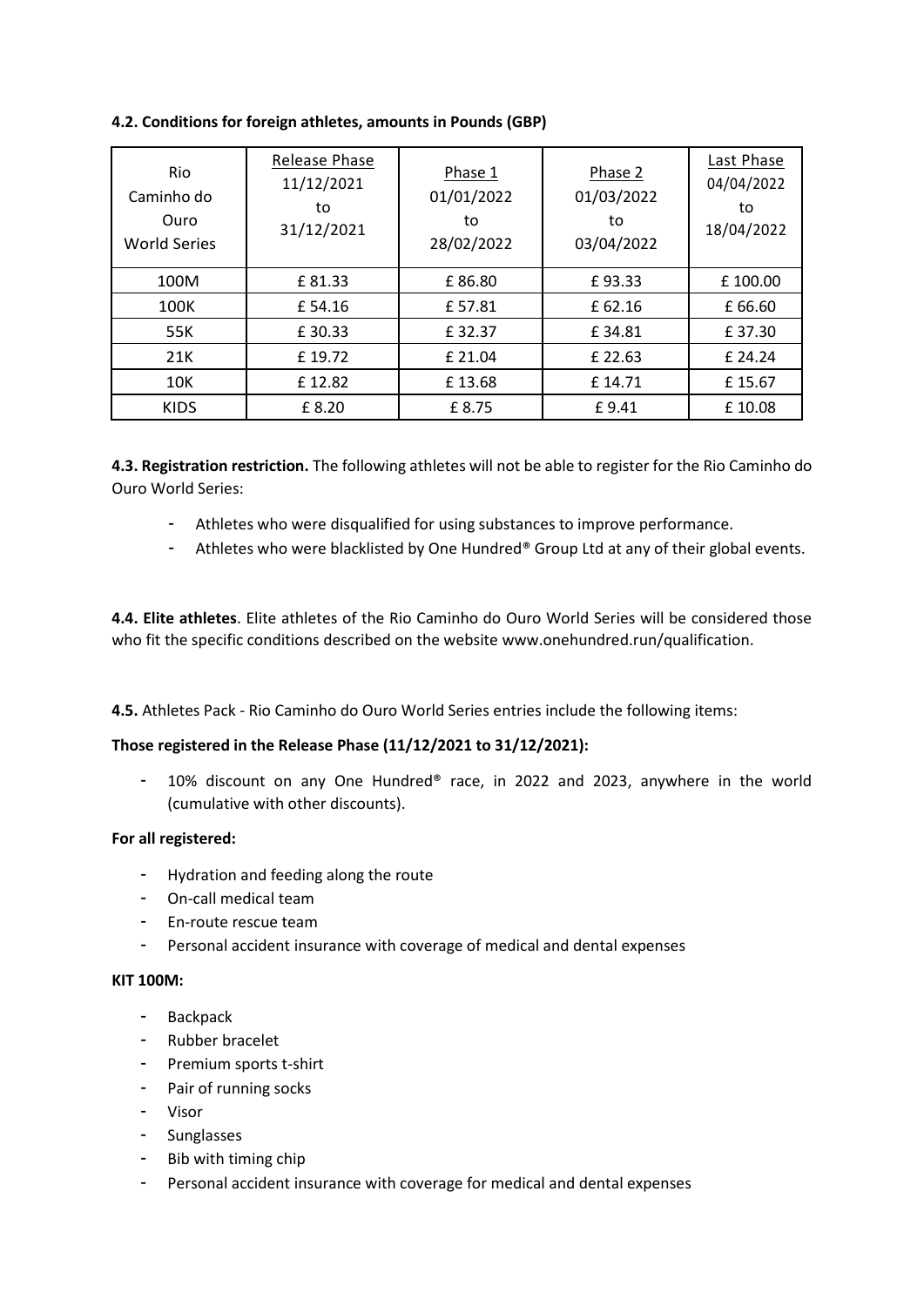**4.2. Conditions for foreign athletes, amounts in Pounds (GBP)**

| Rio Caminho do Ouro World Series | Release Phase 11/12/2021 to 31/12/2021 | Phase 1 01/01/2022 to 28/02/2022 | Phase 2 01/03/2022 to 03/04/2022 | Last Phase 04/04/2022 to 18/04/2022 |
|---|---|---|---|---|
| 100M | £ 81.33 | £ 86.80 | £ 93.33 | £ 100.00 |
| 100K | £ 54.16 | £ 57.81 | £ 62.16 | £ 66.60 |
| 55K | £ 30.33 | £ 32.37 | £ 34.81 | £ 37.30 |
| 21K | £ 19.72 | £ 21.04 | £ 22.63 | £ 24.24 |
| 10K | £ 12.82 | £ 13.68 | £ 14.71 | £ 15.67 |
| KIDS | £ 8.20 | £ 8.75 | £ 9.41 | £ 10.08 |

**4.3. Registration restriction.** The following athletes will not be able to register for the Rio Caminho do Ouro World Series:

- Athletes who were disqualified for using substances to improve performance.
- Athletes who were blacklisted by One Hundred® Group Ltd at any of their global events.

**4.4. Elite athletes**. Elite athletes of the Rio Caminho do Ouro World Series will be considered those who fit the specific conditions described on the website www.onehundred.run/qualification.

**4.5.** Athletes Pack - Rio Caminho do Ouro World Series entries include the following items:

**Those registered in the Release Phase (11/12/2021 to 31/12/2021):**

- 10% discount on any One Hundred® race, in 2022 and 2023, anywhere in the world (cumulative with other discounts).

**For all registered:**

- Hydration and feeding along the route
- On-call medical team
- En-route rescue team
- Personal accident insurance with coverage of medical and dental expenses

**KIT 100M:**

- Backpack
- Rubber bracelet
- Premium sports t-shirt
- Pair of running socks
- Visor
- Sunglasses
- Bib with timing chip
- Personal accident insurance with coverage for medical and dental expenses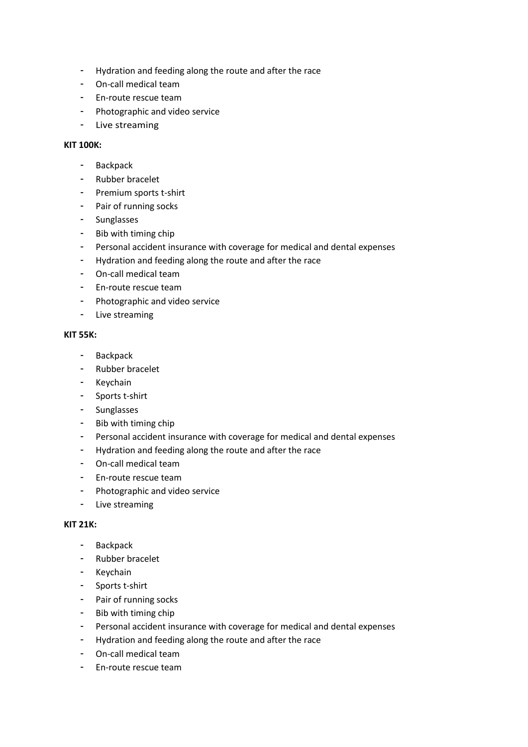- Hydration and feeding along the route and after the race
- On-call medical team
- En-route rescue team
- Photographic and video service
- Live streaming

**KIT 100K:**

- Backpack
- Rubber bracelet
- Premium sports t-shirt
- Pair of running socks
- Sunglasses
- Bib with timing chip
- Personal accident insurance with coverage for medical and dental expenses
- Hydration and feeding along the route and after the race
- On-call medical team
- En-route rescue team
- Photographic and video service
- Live streaming

**KIT 55K:**

- Backpack
- Rubber bracelet
- Keychain
- Sports t-shirt
- Sunglasses
- Bib with timing chip
- Personal accident insurance with coverage for medical and dental expenses
- Hydration and feeding along the route and after the race
- On-call medical team
- En-route rescue team
- Photographic and video service
- Live streaming

**KIT 21K:**

- Backpack
- Rubber bracelet
- Keychain
- Sports t-shirt
- Pair of running socks
- Bib with timing chip
- Personal accident insurance with coverage for medical and dental expenses
- Hydration and feeding along the route and after the race
- On-call medical team
- En-route rescue team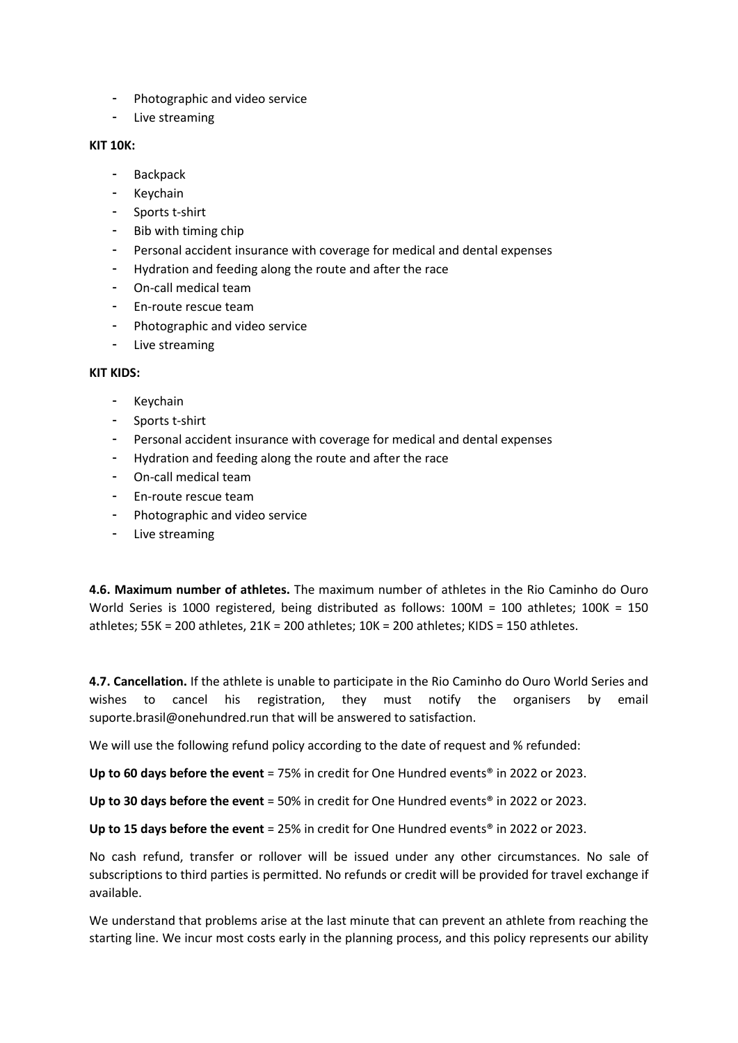- Photographic and video service
- Live streaming

**KIT 10K:**

- Backpack
- Keychain
- Sports t-shirt
- Bib with timing chip
- Personal accident insurance with coverage for medical and dental expenses
- Hydration and feeding along the route and after the race
- On-call medical team
- En-route rescue team
- Photographic and video service
- Live streaming

**KIT KIDS:**

- Keychain
- Sports t-shirt
- Personal accident insurance with coverage for medical and dental expenses
- Hydration and feeding along the route and after the race
- On-call medical team
- En-route rescue team
- Photographic and video service
- Live streaming

**4.6. Maximum number of athletes.** The maximum number of athletes in the Rio Caminho do Ouro World Series is 1000 registered, being distributed as follows: 100M = 100 athletes; 100K = 150 athletes; 55K = 200 athletes, 21K = 200 athletes; 10K = 200 athletes; KIDS = 150 athletes.

**4.7. Cancellation.** If the athlete is unable to participate in the Rio Caminho do Ouro World Series and wishes to cancel his registration, they must notify the organisers by email suporte.brasil@onehundred.run that will be answered to satisfaction.

We will use the following refund policy according to the date of request and % refunded:

**Up to 60 days before the event** = 75% in credit for One Hundred events® in 2022 or 2023.

**Up to 30 days before the event** = 50% in credit for One Hundred events® in 2022 or 2023.

**Up to 15 days before the event** = 25% in credit for One Hundred events® in 2022 or 2023.

No cash refund, transfer or rollover will be issued under any other circumstances. No sale of subscriptions to third parties is permitted. No refunds or credit will be provided for travel exchange if available.

We understand that problems arise at the last minute that can prevent an athlete from reaching the starting line. We incur most costs early in the planning process, and this policy represents our ability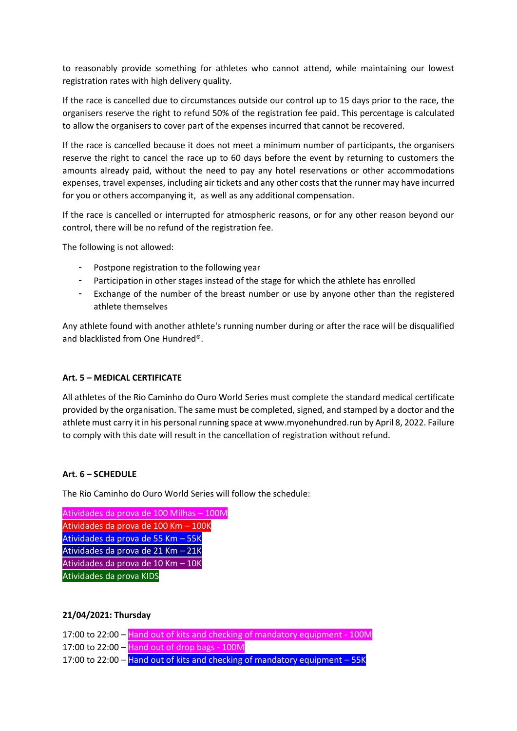to reasonably provide something for athletes who cannot attend, while maintaining our lowest registration rates with high delivery quality.

If the race is cancelled due to circumstances outside our control up to 15 days prior to the race, the organisers reserve the right to refund 50% of the registration fee paid. This percentage is calculated to allow the organisers to cover part of the expenses incurred that cannot be recovered.

If the race is cancelled because it does not meet a minimum number of participants, the organisers reserve the right to cancel the race up to 60 days before the event by returning to customers the amounts already paid, without the need to pay any hotel reservations or other accommodations expenses, travel expenses, including air tickets and any other costs that the runner may have incurred for you or others accompanying it, as well as any additional compensation.

If the race is cancelled or interrupted for atmospheric reasons, or for any other reason beyond our control, there will be no refund of the registration fee.

The following is not allowed:

- Postpone registration to the following year
- Participation in other stages instead of the stage for which the athlete has enrolled
- Exchange of the number of the breast number or use by anyone other than the registered athlete themselves

Any athlete found with another athlete's running number during or after the race will be disqualified and blacklisted from One Hundred®.

**Art. 5 – MEDICAL CERTIFICATE**

All athletes of the Rio Caminho do Ouro World Series must complete the standard medical certificate provided by the organisation. The same must be completed, signed, and stamped by a doctor and the athlete must carry it in his personal running space at www.myonehundred.run by April 8, 2022. Failure to comply with this date will result in the cancellation of registration without refund.

**Art. 6 – SCHEDULE**

The Rio Caminho do Ouro World Series will follow the schedule:

Atividades da prova de 100 Milhas – 100M
Atividades da prova de 100 Km – 100K
Atividades da prova de 55 Km – 55K
Atividades da prova de 21 Km – 21K
Atividades da prova de 10 Km – 10K
Atividades da prova KIDS

**21/04/2021: Thursday**

17:00 to 22:00 – Hand out of kits and checking of mandatory equipment - 100M
17:00 to 22:00 – Hand out of drop bags - 100M
17:00 to 22:00 – Hand out of kits and checking of mandatory equipment – 55K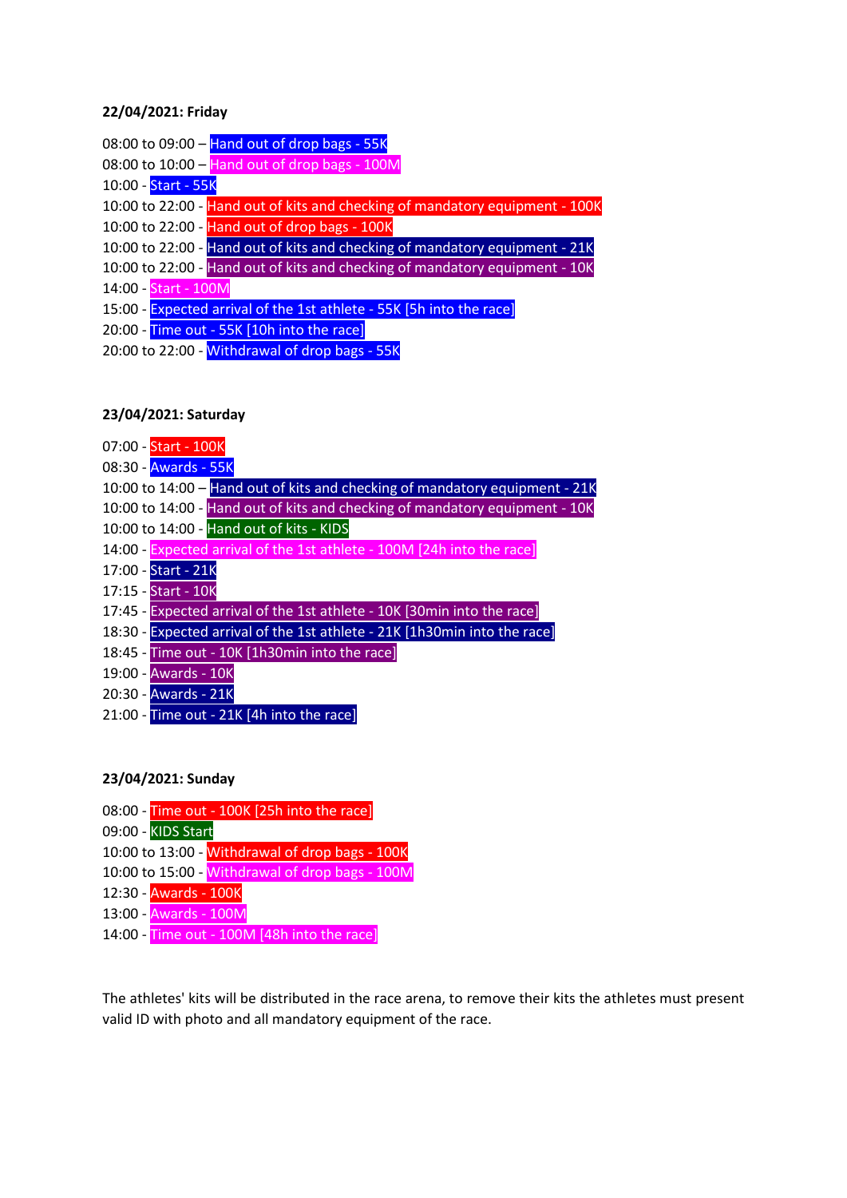**22/04/2021: Friday**

08:00 to 09:00 – Hand out of drop bags - 55K
08:00 to 10:00 – Hand out of drop bags - 100M
10:00 - Start - 55K
10:00 to 22:00 - Hand out of kits and checking of mandatory equipment - 100K
10:00 to 22:00 - Hand out of drop bags - 100K
10:00 to 22:00 - Hand out of kits and checking of mandatory equipment - 21K
10:00 to 22:00 - Hand out of kits and checking of mandatory equipment - 10K
14:00 - Start - 100M
15:00 - Expected arrival of the 1st athlete - 55K [5h into the race]
20:00 - Time out - 55K [10h into the race]
20:00 to 22:00 - Withdrawal of drop bags - 55K

**23/04/2021: Saturday**

07:00 - Start - 100K
08:30 - Awards - 55K
10:00 to 14:00 – Hand out of kits and checking of mandatory equipment - 21K
10:00 to 14:00 - Hand out of kits and checking of mandatory equipment - 10K
10:00 to 14:00 - Hand out of kits - KIDS
14:00 - Expected arrival of the 1st athlete - 100M [24h into the race]
17:00 - Start - 21K
17:15 - Start - 10K
17:45 - Expected arrival of the 1st athlete - 10K [30min into the race]
18:30 - Expected arrival of the 1st athlete - 21K [1h30min into the race]
18:45 - Time out - 10K [1h30min into the race]
19:00 - Awards - 10K
20:30 - Awards - 21K
21:00 - Time out - 21K [4h into the race]

**23/04/2021: Sunday**

08:00 - Time out - 100K [25h into the race]
09:00 - KIDS Start
10:00 to 13:00 - Withdrawal of drop bags - 100K
10:00 to 15:00 - Withdrawal of drop bags - 100M
12:30 - Awards - 100K
13:00 - Awards - 100M
14:00 - Time out - 100M [48h into the race]

The athletes' kits will be distributed in the race arena, to remove their kits the athletes must present valid ID with photo and all mandatory equipment of the race.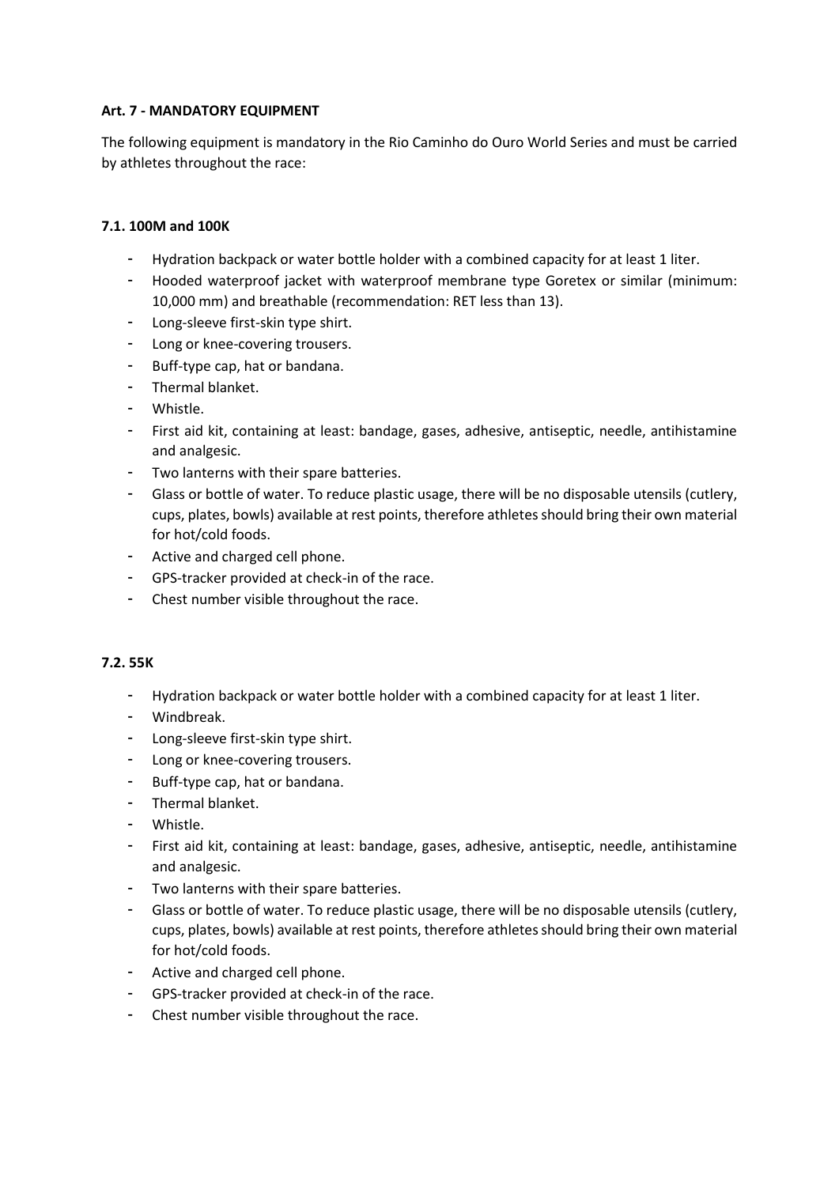**Art. 7 - MANDATORY EQUIPMENT**

The following equipment is mandatory in the Rio Caminho do Ouro World Series and must be carried by athletes throughout the race:

**7.1. 100M and 100K**

- Hydration backpack or water bottle holder with a combined capacity for at least 1 liter.
- Hooded waterproof jacket with waterproof membrane type Goretex or similar (minimum: 10,000 mm) and breathable (recommendation: RET less than 13).
- Long-sleeve first-skin type shirt.
- Long or knee-covering trousers.
- Buff-type cap, hat or bandana.
- Thermal blanket.
- Whistle.
- First aid kit, containing at least: bandage, gases, adhesive, antiseptic, needle, antihistamine and analgesic.
- Two lanterns with their spare batteries.
- Glass or bottle of water. To reduce plastic usage, there will be no disposable utensils (cutlery, cups, plates, bowls) available at rest points, therefore athletes should bring their own material for hot/cold foods.
- Active and charged cell phone.
- GPS-tracker provided at check-in of the race.
- Chest number visible throughout the race.

**7.2. 55K**

- Hydration backpack or water bottle holder with a combined capacity for at least 1 liter.
- Windbreak.
- Long-sleeve first-skin type shirt.
- Long or knee-covering trousers.
- Buff-type cap, hat or bandana.
- Thermal blanket.
- Whistle.
- First aid kit, containing at least: bandage, gases, adhesive, antiseptic, needle, antihistamine and analgesic.
- Two lanterns with their spare batteries.
- Glass or bottle of water. To reduce plastic usage, there will be no disposable utensils (cutlery, cups, plates, bowls) available at rest points, therefore athletes should bring their own material for hot/cold foods.
- Active and charged cell phone.
- GPS-tracker provided at check-in of the race.
- Chest number visible throughout the race.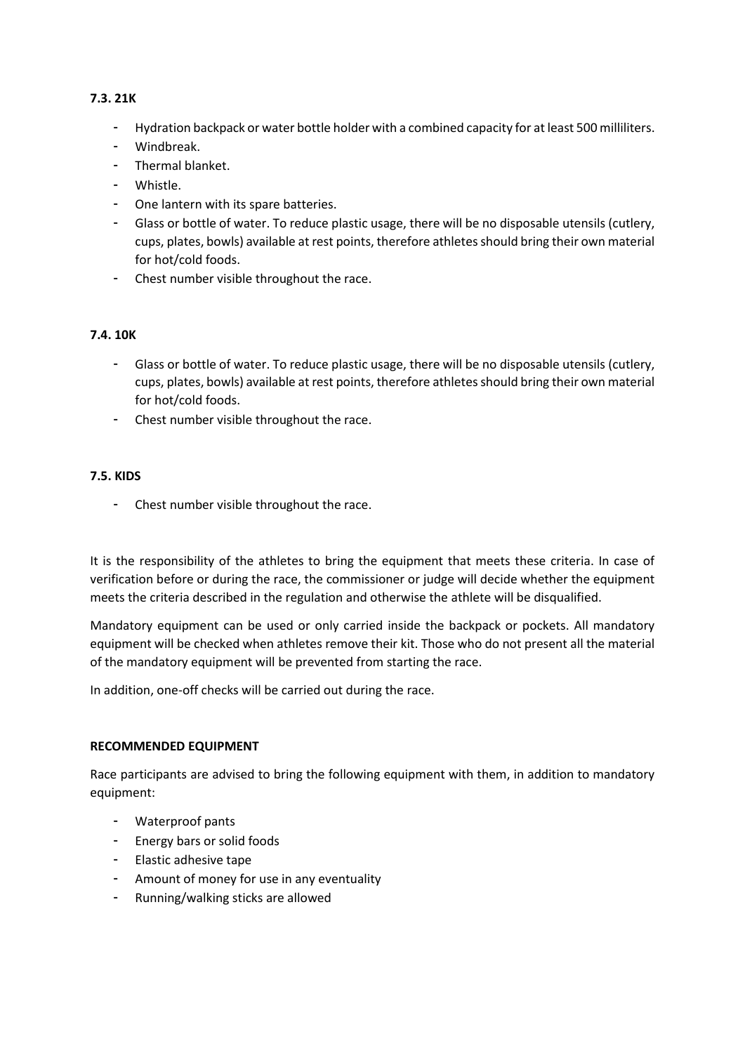### 7.3. 21K

- Hydration backpack or water bottle holder with a combined capacity for at least 500 milliliters.
- Windbreak.
- Thermal blanket.
- Whistle.
- One lantern with its spare batteries.
- Glass or bottle of water. To reduce plastic usage, there will be no disposable utensils (cutlery, cups, plates, bowls) available at rest points, therefore athletes should bring their own material for hot/cold foods.
- Chest number visible throughout the race.

### 7.4. 10K

- Glass or bottle of water. To reduce plastic usage, there will be no disposable utensils (cutlery, cups, plates, bowls) available at rest points, therefore athletes should bring their own material for hot/cold foods.
- Chest number visible throughout the race.

### 7.5. KIDS

- Chest number visible throughout the race.

It is the responsibility of the athletes to bring the equipment that meets these criteria. In case of verification before or during the race, the commissioner or judge will decide whether the equipment meets the criteria described in the regulation and otherwise the athlete will be disqualified.

Mandatory equipment can be used or only carried inside the backpack or pockets. All mandatory equipment will be checked when athletes remove their kit. Those who do not present all the material of the mandatory equipment will be prevented from starting the race.

In addition, one-off checks will be carried out during the race.

### RECOMMENDED EQUIPMENT

Race participants are advised to bring the following equipment with them, in addition to mandatory equipment:

- Waterproof pants
- Energy bars or solid foods
- Elastic adhesive tape
- Amount of money for use in any eventuality
- Running/walking sticks are allowed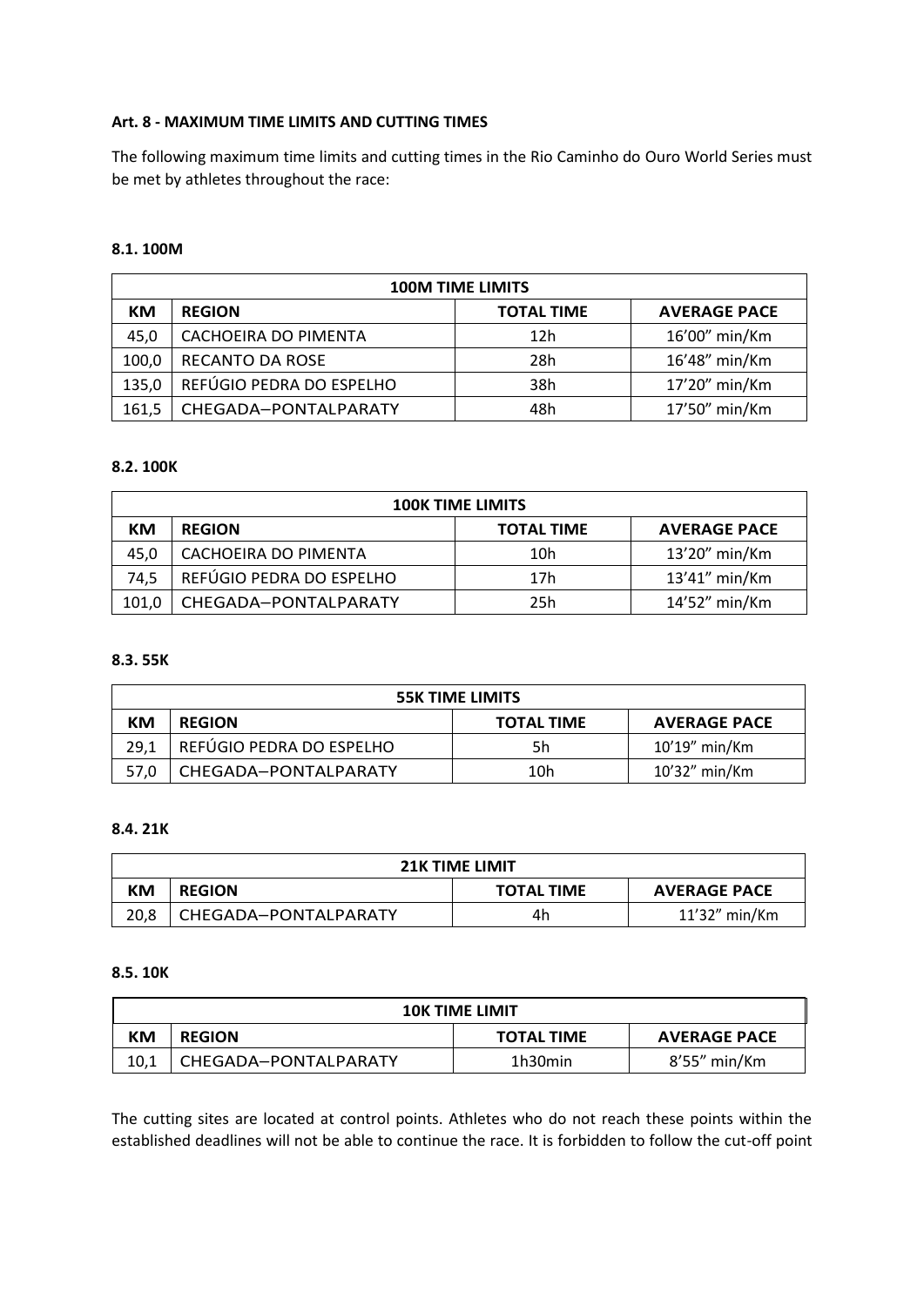**Art. 8 - MAXIMUM TIME LIMITS AND CUTTING TIMES**

The following maximum time limits and cutting times in the Rio Caminho do Ouro World Series must be met by athletes throughout the race:

**8.1. 100M**

| 100M TIME LIMITS | | | |
|---|---|---|---|
| **KM** | **REGION** | **TOTAL TIME** | **AVERAGE PACE** |
| 45,0 | CACHOEIRA DO PIMENTA | 12h | 16’00” min/Km |
| 100,0 | RECANTO DA ROSE | 28h | 16’48” min/Km |
| 135,0 | REFÚGIO PEDRA DO ESPELHO | 38h | 17’20” min/Km |
| 161,5 | CHEGADA–PONTALPARATY | 48h | 17’50” min/Km |

**8.2. 100K**

| 100K TIME LIMITS | | | |
|---|---|---|---|
| **KM** | **REGION** | **TOTAL TIME** | **AVERAGE PACE** |
| 45,0 | CACHOEIRA DO PIMENTA | 10h | 13’20” min/Km |
| 74,5 | REFÚGIO PEDRA DO ESPELHO | 17h | 13’41” min/Km |
| 101,0 | CHEGADA–PONTALPARATY | 25h | 14’52” min/Km |

**8.3. 55K**

| 55K TIME LIMITS | | | |
|---|---|---|---|
| **KM** | **REGION** | **TOTAL TIME** | **AVERAGE PACE** |
| 29,1 | REFÚGIO PEDRA DO ESPELHO | 5h | 10’19” min/Km |
| 57,0 | CHEGADA–PONTALPARATY | 10h | 10’32” min/Km |

**8.4. 21K**

| 21K TIME LIMIT | | | |
|---|---|---|---|
| **KM** | **REGION** | **TOTAL TIME** | **AVERAGE PACE** |
| 20,8 | CHEGADA–PONTALPARATY | 4h | 11’32” min/Km |

**8.5. 10K**

| 10K TIME LIMIT | | | |
|---|---|---|---|
| **KM** | **REGION** | **TOTAL TIME** | **AVERAGE PACE** |
| 10,1 | CHEGADA–PONTALPARATY | 1h30min | 8’55” min/Km |

The cutting sites are located at control points. Athletes who do not reach these points within the established deadlines will not be able to continue the race. It is forbidden to follow the cut-off point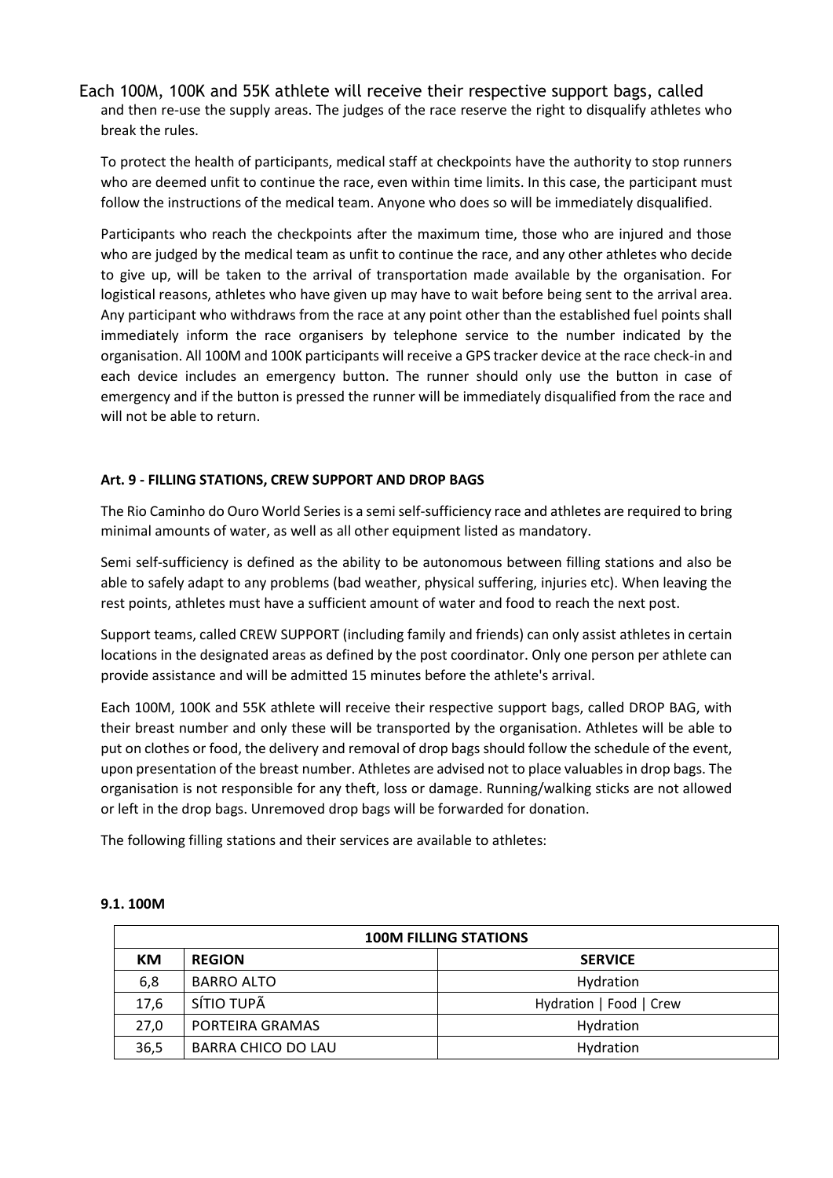Each 100M, 100K and 55K athlete will receive their respective support bags, called and then re-use the supply areas. The judges of the race reserve the right to disqualify athletes who break the rules.

To protect the health of participants, medical staff at checkpoints have the authority to stop runners who are deemed unfit to continue the race, even within time limits. In this case, the participant must follow the instructions of the medical team. Anyone who does so will be immediately disqualified.

Participants who reach the checkpoints after the maximum time, those who are injured and those who are judged by the medical team as unfit to continue the race, and any other athletes who decide to give up, will be taken to the arrival of transportation made available by the organisation. For logistical reasons, athletes who have given up may have to wait before being sent to the arrival area. Any participant who withdraws from the race at any point other than the established fuel points shall immediately inform the race organisers by telephone service to the number indicated by the organisation. All 100M and 100K participants will receive a GPS tracker device at the race check-in and each device includes an emergency button. The runner should only use the button in case of emergency and if the button is pressed the runner will be immediately disqualified from the race and will not be able to return.

**Art. 9 - FILLING STATIONS, CREW SUPPORT AND DROP BAGS**

The Rio Caminho do Ouro World Series is a semi self-sufficiency race and athletes are required to bring minimal amounts of water, as well as all other equipment listed as mandatory.

Semi self-sufficiency is defined as the ability to be autonomous between filling stations and also be able to safely adapt to any problems (bad weather, physical suffering, injuries etc). When leaving the rest points, athletes must have a sufficient amount of water and food to reach the next post.

Support teams, called CREW SUPPORT (including family and friends) can only assist athletes in certain locations in the designated areas as defined by the post coordinator. Only one person per athlete can provide assistance and will be admitted 15 minutes before the athlete's arrival.

Each 100M, 100K and 55K athlete will receive their respective support bags, called DROP BAG, with their breast number and only these will be transported by the organisation. Athletes will be able to put on clothes or food, the delivery and removal of drop bags should follow the schedule of the event, upon presentation of the breast number. Athletes are advised not to place valuables in drop bags. The organisation is not responsible for any theft, loss or damage. Running/walking sticks are not allowed or left in the drop bags. Unremoved drop bags will be forwarded for donation.

The following filling stations and their services are available to athletes:

**9.1. 100M**

| 100M FILLING STATIONS | | |
|---|---|---|
| **KM** | **REGION** | **SERVICE** |
| 6,8 | BARRO ALTO | Hydration |
| 17,6 | SÍTIO TUPÃ | Hydration \| Food \| Crew |
| 27,0 | PORTEIRA GRAMAS | Hydration |
| 36,5 | BARRA CHICO DO LAU | Hydration |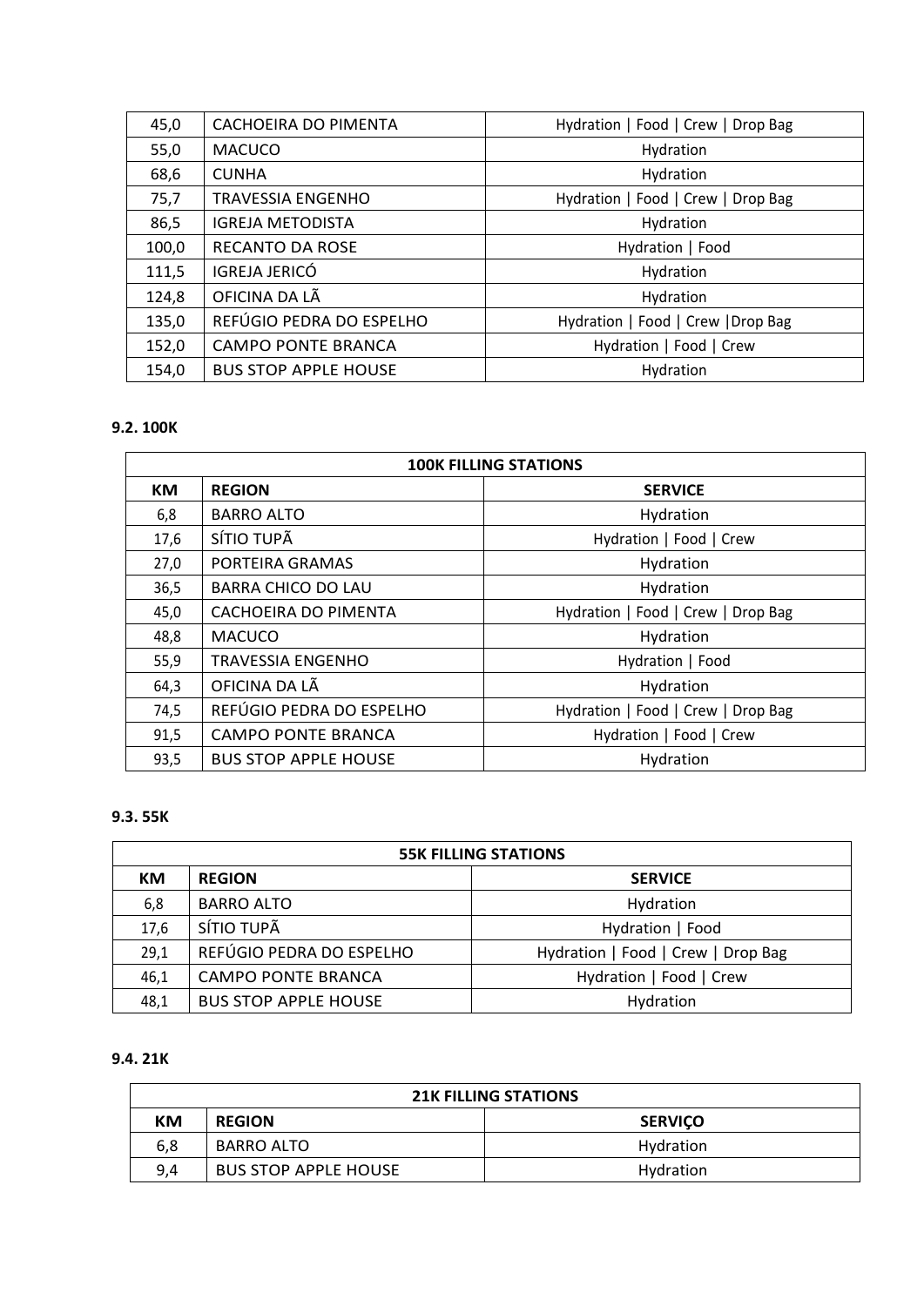| | | |
|---|---|---|
| 45,0 | CACHOEIRA DO PIMENTA | Hydration \| Food \| Crew \| Drop Bag |
| 55,0 | MACUCO | Hydration |
| 68,6 | CUNHA | Hydration |
| 75,7 | TRAVESSIA ENGENHO | Hydration \| Food \| Crew \| Drop Bag |
| 86,5 | IGREJA METODISTA | Hydration |
| 100,0 | RECANTO DA ROSE | Hydration \| Food |
| 111,5 | IGREJA JERICÓ | Hydration |
| 124,8 | OFICINA DA LÃ | Hydration |
| 135,0 | REFÚGIO PEDRA DO ESPELHO | Hydration \| Food \| Crew \|Drop Bag |
| 152,0 | CAMPO PONTE BRANCA | Hydration \| Food \| Crew |
| 154,0 | BUS STOP APPLE HOUSE | Hydration |

### 9.2. 100K

| 100K FILLING STATIONS | | |
|---|---|---|
| **KM** | **REGION** | **SERVICE** |
| 6,8 | BARRO ALTO | Hydration |
| 17,6 | SÍTIO TUPÃ | Hydration \| Food \| Crew |
| 27,0 | PORTEIRA GRAMAS | Hydration |
| 36,5 | BARRA CHICO DO LAU | Hydration |
| 45,0 | CACHOEIRA DO PIMENTA | Hydration \| Food \| Crew \| Drop Bag |
| 48,8 | MACUCO | Hydration |
| 55,9 | TRAVESSIA ENGENHO | Hydration \| Food |
| 64,3 | OFICINA DA LÃ | Hydration |
| 74,5 | REFÚGIO PEDRA DO ESPELHO | Hydration \| Food \| Crew \| Drop Bag |
| 91,5 | CAMPO PONTE BRANCA | Hydration \| Food \| Crew |
| 93,5 | BUS STOP APPLE HOUSE | Hydration |

### 9.3. 55K

| 55K FILLING STATIONS | | |
|---|---|---|
| **KM** | **REGION** | **SERVICE** |
| 6,8 | BARRO ALTO | Hydration |
| 17,6 | SÍTIO TUPÃ | Hydration \| Food |
| 29,1 | REFÚGIO PEDRA DO ESPELHO | Hydration \| Food \| Crew \| Drop Bag |
| 46,1 | CAMPO PONTE BRANCA | Hydration \| Food \| Crew |
| 48,1 | BUS STOP APPLE HOUSE | Hydration |

### 9.4. 21K

| 21K FILLING STATIONS | | |
|---|---|---|
| **KM** | **REGION** | **SERVIÇO** |
| 6,8 | BARRO ALTO | Hydration |
| 9,4 | BUS STOP APPLE HOUSE | Hydration |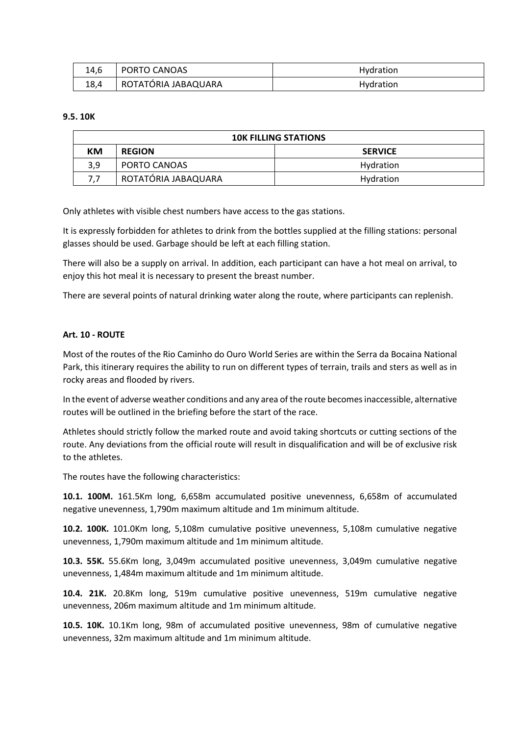| | | |
|---|---|---|
| 14,6 | PORTO CANOAS | Hydration |
| 18,4 | ROTATÓRIA JABAQUARA | Hydration |

**9.5. 10K**

| **10K FILLING STATIONS** | | |
|---|---|---|
| **KM** | **REGION** | **SERVICE** |
| 3,9 | PORTO CANOAS | Hydration |
| 7,7 | ROTATÓRIA JABAQUARA | Hydration |

Only athletes with visible chest numbers have access to the gas stations.

It is expressly forbidden for athletes to drink from the bottles supplied at the filling stations: personal glasses should be used. Garbage should be left at each filling station.

There will also be a supply on arrival. In addition, each participant can have a hot meal on arrival, to enjoy this hot meal it is necessary to present the breast number.

There are several points of natural drinking water along the route, where participants can replenish.

**Art. 10 - ROUTE**

Most of the routes of the Rio Caminho do Ouro World Series are within the Serra da Bocaina National Park, this itinerary requires the ability to run on different types of terrain, trails and sters as well as in rocky areas and flooded by rivers.

In the event of adverse weather conditions and any area of the route becomes inaccessible, alternative routes will be outlined in the briefing before the start of the race.

Athletes should strictly follow the marked route and avoid taking shortcuts or cutting sections of the route. Any deviations from the official route will result in disqualification and will be of exclusive risk to the athletes.

The routes have the following characteristics:

**10.1. 100M.** 161.5Km long, 6,658m accumulated positive unevenness, 6,658m of accumulated negative unevenness, 1,790m maximum altitude and 1m minimum altitude.

**10.2. 100K.** 101.0Km long, 5,108m cumulative positive unevenness, 5,108m cumulative negative unevenness, 1,790m maximum altitude and 1m minimum altitude.

**10.3. 55K.** 55.6Km long, 3,049m accumulated positive unevenness, 3,049m cumulative negative unevenness, 1,484m maximum altitude and 1m minimum altitude.

**10.4. 21K.** 20.8Km long, 519m cumulative positive unevenness, 519m cumulative negative unevenness, 206m maximum altitude and 1m minimum altitude.

**10.5. 10K.** 10.1Km long, 98m of accumulated positive unevenness, 98m of cumulative negative unevenness, 32m maximum altitude and 1m minimum altitude.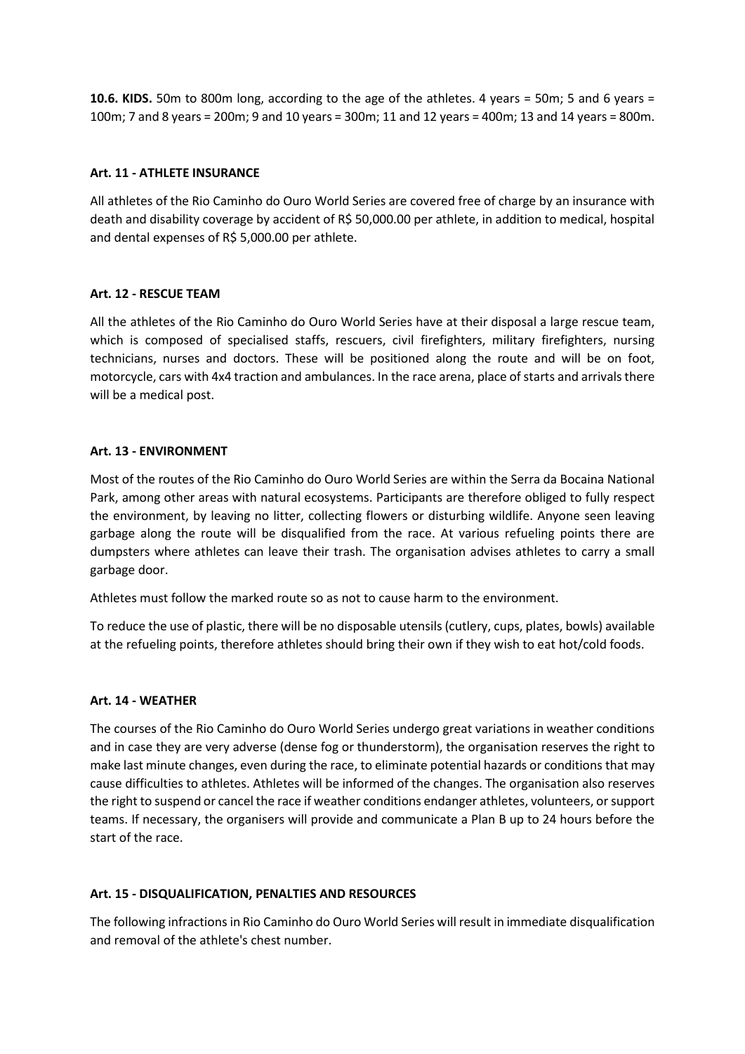**10.6. KIDS.** 50m to 800m long, according to the age of the athletes. 4 years = 50m; 5 and 6 years = 100m; 7 and 8 years = 200m; 9 and 10 years = 300m; 11 and 12 years = 400m; 13 and 14 years = 800m.

### Art. 11 - ATHLETE INSURANCE

All athletes of the Rio Caminho do Ouro World Series are covered free of charge by an insurance with death and disability coverage by accident of R$ 50,000.00 per athlete, in addition to medical, hospital and dental expenses of R$ 5,000.00 per athlete.

### Art. 12 - RESCUE TEAM

All the athletes of the Rio Caminho do Ouro World Series have at their disposal a large rescue team, which is composed of specialised staffs, rescuers, civil firefighters, military firefighters, nursing technicians, nurses and doctors. These will be positioned along the route and will be on foot, motorcycle, cars with 4x4 traction and ambulances. In the race arena, place of starts and arrivals there will be a medical post.

### Art. 13 - ENVIRONMENT

Most of the routes of the Rio Caminho do Ouro World Series are within the Serra da Bocaina National Park, among other areas with natural ecosystems. Participants are therefore obliged to fully respect the environment, by leaving no litter, collecting flowers or disturbing wildlife. Anyone seen leaving garbage along the route will be disqualified from the race. At various refueling points there are dumpsters where athletes can leave their trash. The organisation advises athletes to carry a small garbage door.

Athletes must follow the marked route so as not to cause harm to the environment.

To reduce the use of plastic, there will be no disposable utensils (cutlery, cups, plates, bowls) available at the refueling points, therefore athletes should bring their own if they wish to eat hot/cold foods.

### Art. 14 - WEATHER

The courses of the Rio Caminho do Ouro World Series undergo great variations in weather conditions and in case they are very adverse (dense fog or thunderstorm), the organisation reserves the right to make last minute changes, even during the race, to eliminate potential hazards or conditions that may cause difficulties to athletes. Athletes will be informed of the changes. The organisation also reserves the right to suspend or cancel the race if weather conditions endanger athletes, volunteers, or support teams. If necessary, the organisers will provide and communicate a Plan B up to 24 hours before the start of the race.

### Art. 15 - DISQUALIFICATION, PENALTIES AND RESOURCES

The following infractions in Rio Caminho do Ouro World Series will result in immediate disqualification and removal of the athlete's chest number.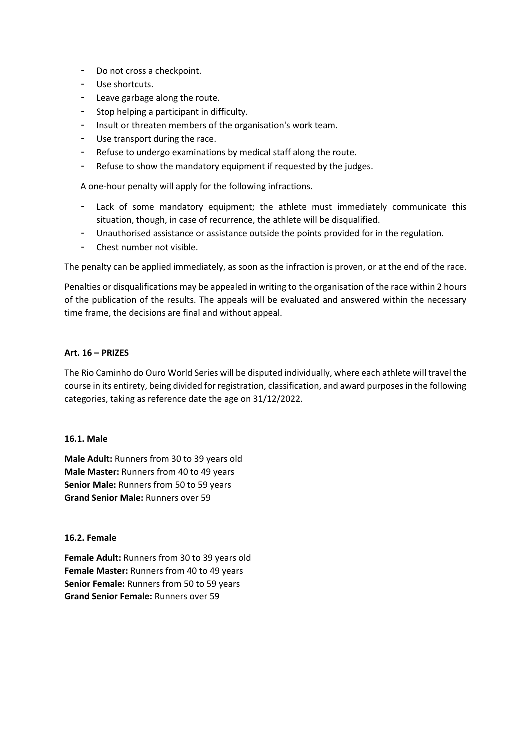- Do not cross a checkpoint.
- Use shortcuts.
- Leave garbage along the route.
- Stop helping a participant in difficulty.
- Insult or threaten members of the organisation's work team.
- Use transport during the race.
- Refuse to undergo examinations by medical staff along the route.
- Refuse to show the mandatory equipment if requested by the judges.

A one-hour penalty will apply for the following infractions.

- Lack of some mandatory equipment; the athlete must immediately communicate this situation, though, in case of recurrence, the athlete will be disqualified.
- Unauthorised assistance or assistance outside the points provided for in the regulation.
- Chest number not visible.

The penalty can be applied immediately, as soon as the infraction is proven, or at the end of the race.

Penalties or disqualifications may be appealed in writing to the organisation of the race within 2 hours of the publication of the results. The appeals will be evaluated and answered within the necessary time frame, the decisions are final and without appeal.

### Art. 16 – PRIZES

The Rio Caminho do Ouro World Series will be disputed individually, where each athlete will travel the course in its entirety, being divided for registration, classification, and award purposes in the following categories, taking as reference date the age on 31/12/2022.

#### 16.1. Male

**Male Adult:** Runners from 30 to 39 years old
**Male Master:** Runners from 40 to 49 years
**Senior Male:** Runners from 50 to 59 years
**Grand Senior Male:** Runners over 59

#### 16.2. Female

**Female Adult:** Runners from 30 to 39 years old
**Female Master:** Runners from 40 to 49 years
**Senior Female:** Runners from 50 to 59 years
**Grand Senior Female:** Runners over 59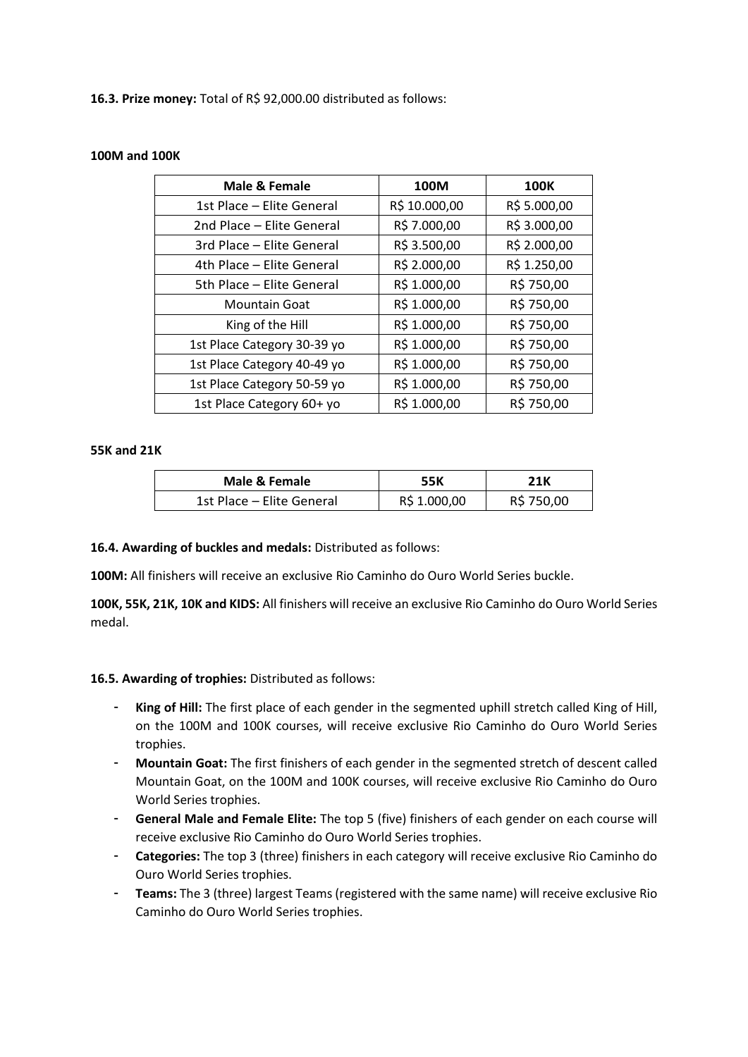**16.3. Prize money:** Total of R$ 92,000.00 distributed as follows:

**100M and 100K**

| Male & Female | 100M | 100K |
|---|---|---|
| 1st Place – Elite General | R$ 10.000,00 | R$ 5.000,00 |
| 2nd Place – Elite General | R$ 7.000,00 | R$ 3.000,00 |
| 3rd Place – Elite General | R$ 3.500,00 | R$ 2.000,00 |
| 4th Place – Elite General | R$ 2.000,00 | R$ 1.250,00 |
| 5th Place – Elite General | R$ 1.000,00 | R$ 750,00 |
| Mountain Goat | R$ 1.000,00 | R$ 750,00 |
| King of the Hill | R$ 1.000,00 | R$ 750,00 |
| 1st Place Category 30-39 yo | R$ 1.000,00 | R$ 750,00 |
| 1st Place Category 40-49 yo | R$ 1.000,00 | R$ 750,00 |
| 1st Place Category 50-59 yo | R$ 1.000,00 | R$ 750,00 |
| 1st Place Category 60+ yo | R$ 1.000,00 | R$ 750,00 |

**55K and 21K**

| Male & Female | 55K | 21K |
|---|---|---|
| 1st Place – Elite General | R$ 1.000,00 | R$ 750,00 |

**16.4. Awarding of buckles and medals:** Distributed as follows:

**100M:** All finishers will receive an exclusive Rio Caminho do Ouro World Series buckle.

**100K, 55K, 21K, 10K and KIDS:** All finishers will receive an exclusive Rio Caminho do Ouro World Series medal.

**16.5. Awarding of trophies:** Distributed as follows:

- **King of Hill:** The first place of each gender in the segmented uphill stretch called King of Hill, on the 100M and 100K courses, will receive exclusive Rio Caminho do Ouro World Series trophies.
- **Mountain Goat:** The first finishers of each gender in the segmented stretch of descent called Mountain Goat, on the 100M and 100K courses, will receive exclusive Rio Caminho do Ouro World Series trophies.
- **General Male and Female Elite:** The top 5 (five) finishers of each gender on each course will receive exclusive Rio Caminho do Ouro World Series trophies.
- **Categories:** The top 3 (three) finishers in each category will receive exclusive Rio Caminho do Ouro World Series trophies.
- **Teams:** The 3 (three) largest Teams (registered with the same name) will receive exclusive Rio Caminho do Ouro World Series trophies.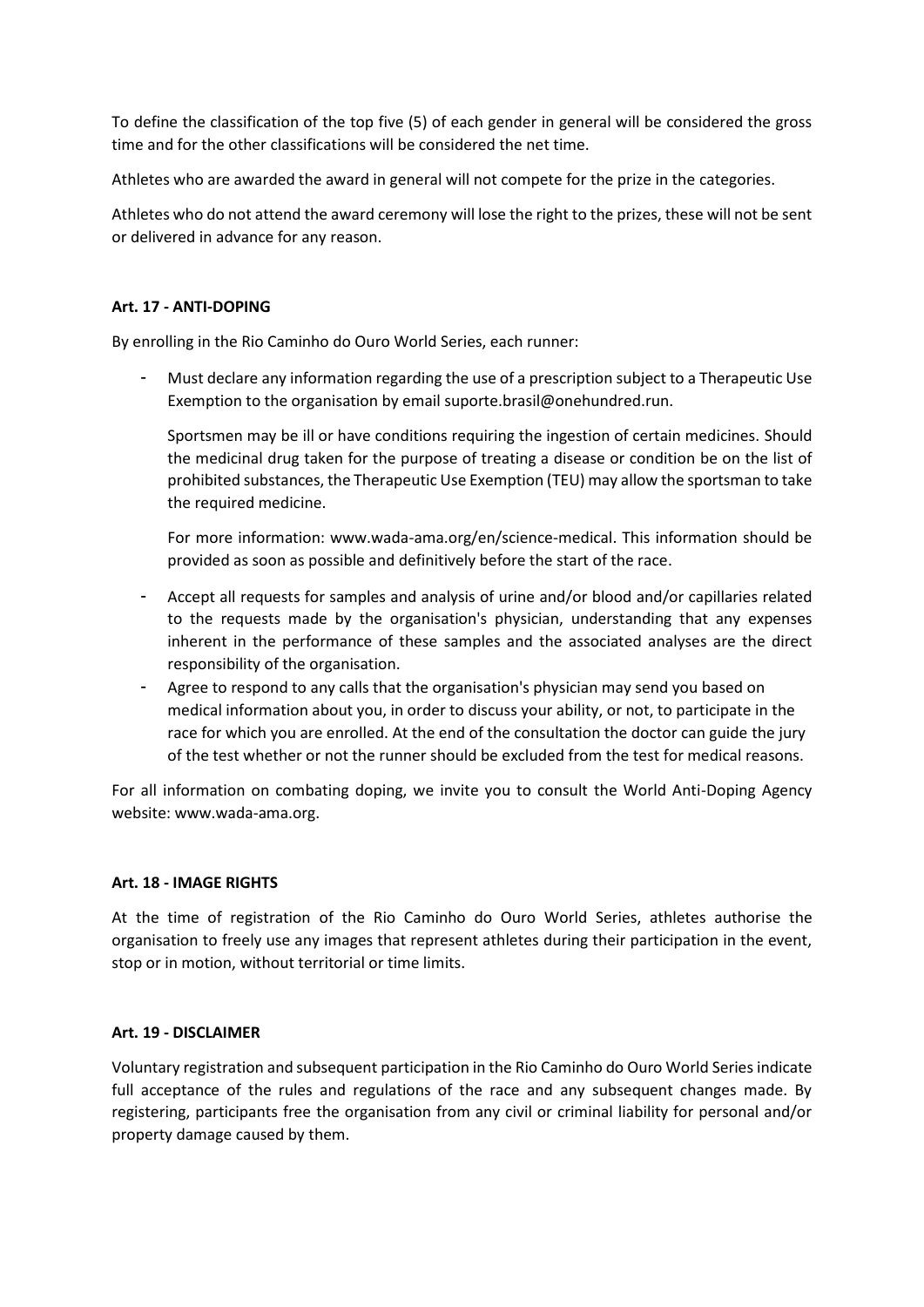To define the classification of the top five (5) of each gender in general will be considered the gross time and for the other classifications will be considered the net time.

Athletes who are awarded the award in general will not compete for the prize in the categories.

Athletes who do not attend the award ceremony will lose the right to the prizes, these will not be sent or delivered in advance for any reason.

**Art. 17 - ANTI-DOPING**

By enrolling in the Rio Caminho do Ouro World Series, each runner:

- Must declare any information regarding the use of a prescription subject to a Therapeutic Use Exemption to the organisation by email suporte.brasil@onehundred.run.

  Sportsmen may be ill or have conditions requiring the ingestion of certain medicines. Should the medicinal drug taken for the purpose of treating a disease or condition be on the list of prohibited substances, the Therapeutic Use Exemption (TEU) may allow the sportsman to take the required medicine.

  For more information: www.wada-ama.org/en/science-medical. This information should be provided as soon as possible and definitively before the start of the race.

- Accept all requests for samples and analysis of urine and/or blood and/or capillaries related to the requests made by the organisation's physician, understanding that any expenses inherent in the performance of these samples and the associated analyses are the direct responsibility of the organisation.
- Agree to respond to any calls that the organisation's physician may send you based on medical information about you, in order to discuss your ability, or not, to participate in the race for which you are enrolled. At the end of the consultation the doctor can guide the jury of the test whether or not the runner should be excluded from the test for medical reasons.

For all information on combating doping, we invite you to consult the World Anti-Doping Agency website: www.wada-ama.org.

**Art. 18 - IMAGE RIGHTS**

At the time of registration of the Rio Caminho do Ouro World Series, athletes authorise the organisation to freely use any images that represent athletes during their participation in the event, stop or in motion, without territorial or time limits.

**Art. 19 - DISCLAIMER**

Voluntary registration and subsequent participation in the Rio Caminho do Ouro World Series indicate full acceptance of the rules and regulations of the race and any subsequent changes made. By registering, participants free the organisation from any civil or criminal liability for personal and/or property damage caused by them.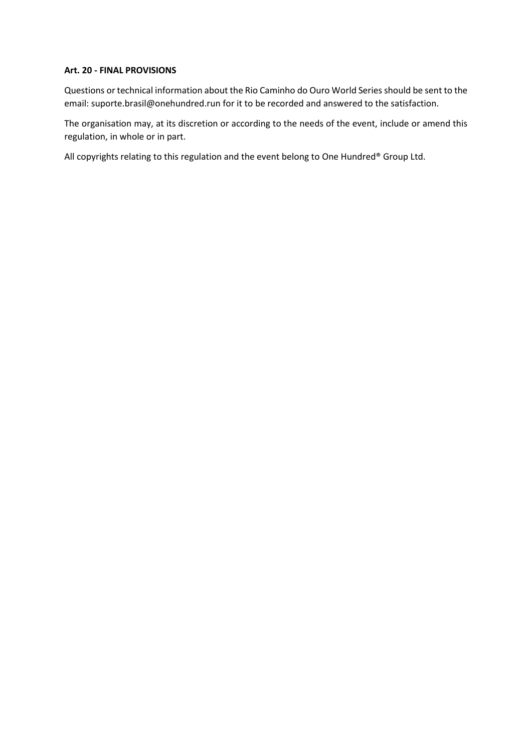**Art. 20 - FINAL PROVISIONS**

Questions or technical information about the Rio Caminho do Ouro World Series should be sent to the email: suporte.brasil@onehundred.run for it to be recorded and answered to the satisfaction.

The organisation may, at its discretion or according to the needs of the event, include or amend this regulation, in whole or in part.

All copyrights relating to this regulation and the event belong to One Hundred® Group Ltd.